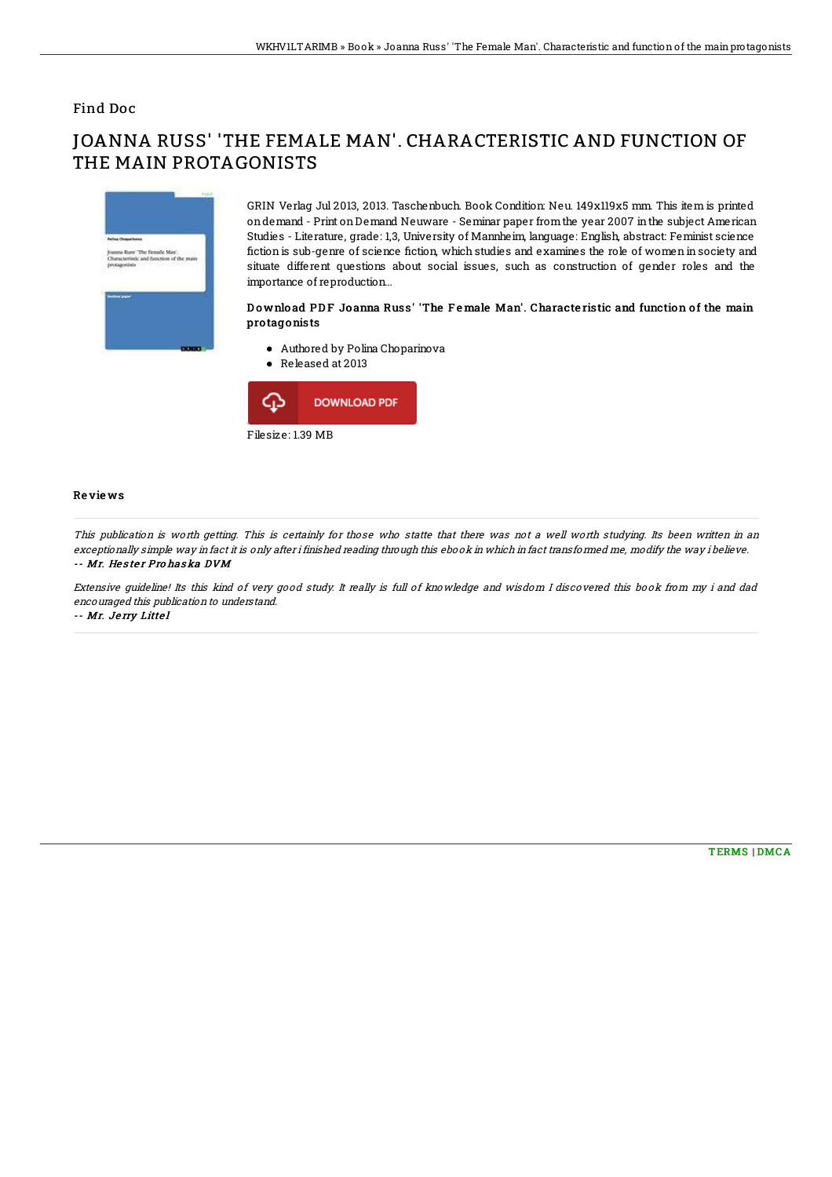Find Doc

# JOANNA RUSS' 'THE FEMALE MAN'. CHARACTERISTIC AND FUNCTION OF THE MAIN PROTAGONISTS

GRIN Verlag Jul 2013, 2013. Taschenbuch. Book Condition: Neu. 149x119x5 mm. This item is printed on demand - Print on Demand Neuware - Seminar paper from the year 2007 in the subject American Studies - Literature, grade: 1,3, University of Mannheim, language: English, abstract: Feminist science fiction is sub-genre of science fiction, which studies and examines the role of women in society and situate different questions about social issues, such as construction of gender roles and the importance of reproduction...

### Download PDF Joanna Russ' 'The Female Man'. Characteristic and function of the main protagonists

- Authored by Polina Choparinova
- Released at 2013

DOWNLOAD PDF

Filesize: 1.39 MB

## Reviews

*This publication is worth getting. This is certainly for those who statte that there was not a well worth studying. Its been written in an exceptionally simple way in fact it is only after i finished reading through this ebook in which in fact transformed me, modify the way i believe.*

*-- Mr. Hester Prohaska DVM*

*Extensive guideline! Its this kind of very good study. It really is full of knowledge and wisdom I discovered this book from my i and dad encouraged this publication to understand.*

*-- Mr. Jerry Littel*

TERMS | DMCA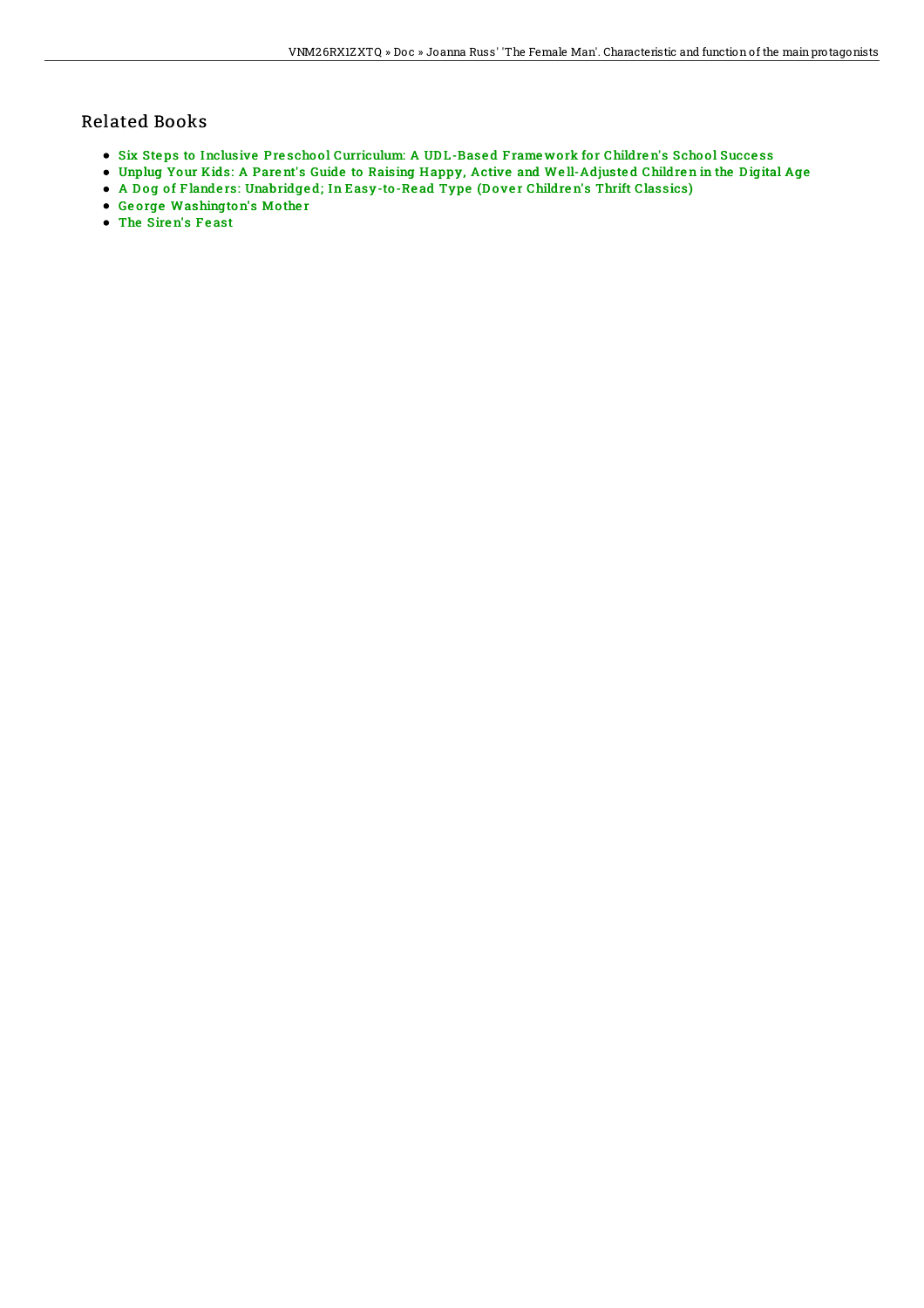## Related Books

- Six Steps to Inclusive Preschool Curriculum: A UDL-Based Framework for Children's School Success
- Unplug Your Kids: A Parent's Guide to Raising Happy, Active and Well-Adjusted Children in the Digital Age
- A Dog of Flanders: Unabridged; In Easy-to-Read Type (Dover Children's Thrift Classics)
- George Washington's Mother
- The Siren's Feast